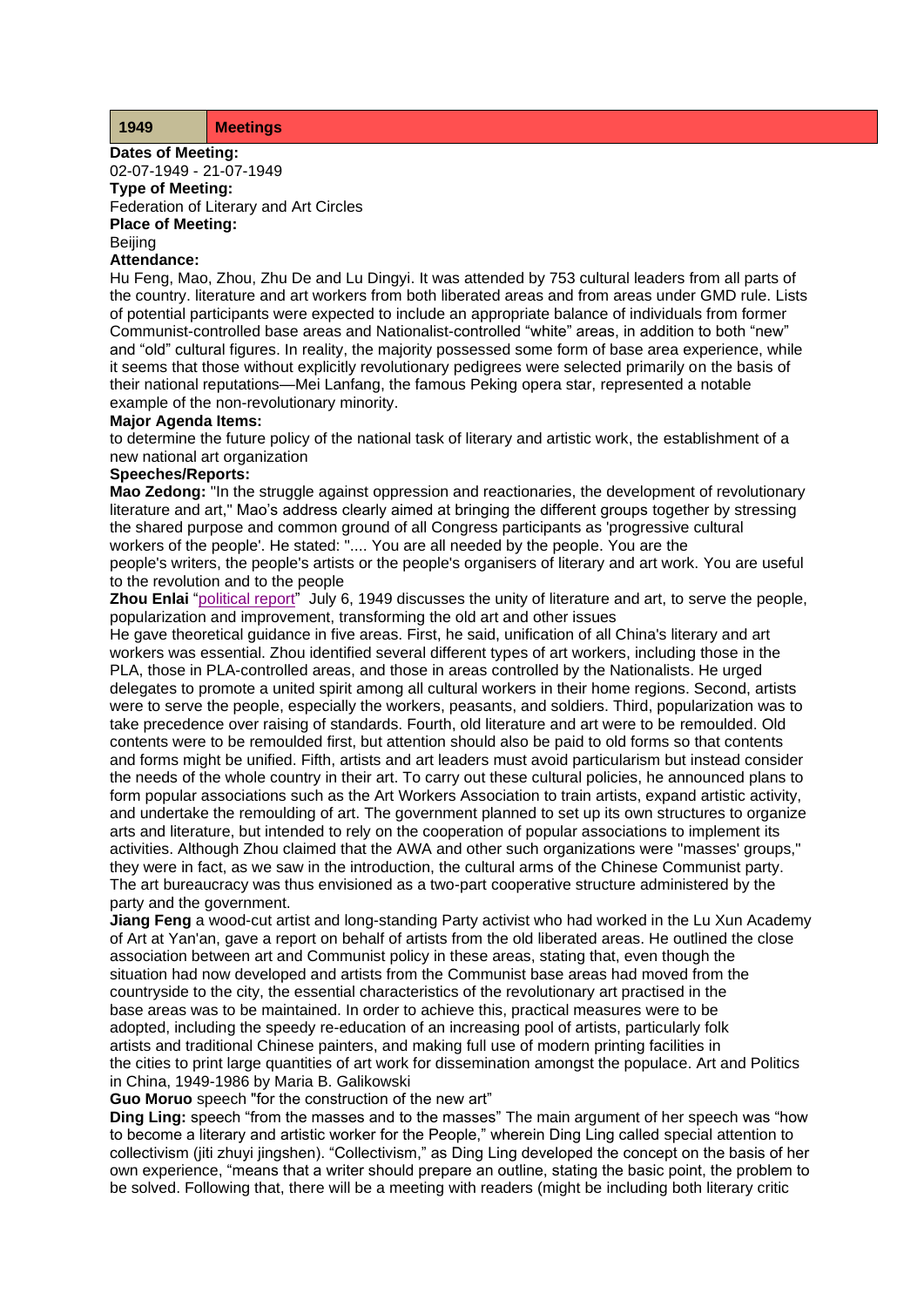| 1949 | Meetings |
|---|---|

**Dates of Meeting:**
02-07-1949 - 21-07-1949
**Type of Meeting:**
Federation of Literary and Art Circles
**Place of Meeting:**
Beijing
**Attendance:**
Hu Feng, Mao, Zhou, Zhu De and Lu Dingyi. It was attended by 753 cultural leaders from all parts of the country. literature and art workers from both liberated areas and from areas under GMD rule. Lists of potential participants were expected to include an appropriate balance of individuals from former Communist-controlled base areas and Nationalist-controlled "white" areas, in addition to both "new" and "old" cultural figures. In reality, the majority possessed some form of base area experience, while it seems that those without explicitly revolutionary pedigrees were selected primarily on the basis of their national reputations—Mei Lanfang, the famous Peking opera star, represented a notable example of the non-revolutionary minority.
**Major Agenda Items:**
to determine the future policy of the national task of literary and artistic work, the establishment of a new national art organization
**Speeches/Reports:**
**Mao Zedong:** "In the struggle against oppression and reactionaries, the development of revolutionary literature and art," Mao's address clearly aimed at bringing the different groups together by stressing the shared purpose and common ground of all Congress participants as 'progressive cultural workers of the people'. He stated: ".... You are all needed by the people. You are the people's writers, the people's artists or the people's organisers of literary and art work. You are useful to the revolution and to the people
**Zhou Enlai** "political report" July 6, 1949 discusses the unity of literature and art, to serve the people, popularization and improvement, transforming the old art and other issues
He gave theoretical guidance in five areas. First, he said, unification of all China's literary and art workers was essential. Zhou identified several different types of art workers, including those in the PLA, those in PLA-controlled areas, and those in areas controlled by the Nationalists. He urged delegates to promote a united spirit among all cultural workers in their home regions. Second, artists were to serve the people, especially the workers, peasants, and soldiers. Third, popularization was to take precedence over raising of standards. Fourth, old literature and art were to be remoulded. Old contents were to be remoulded first, but attention should also be paid to old forms so that contents and forms might be unified. Fifth, artists and art leaders must avoid particularism but instead consider the needs of the whole country in their art. To carry out these cultural policies, he announced plans to form popular associations such as the Art Workers Association to train artists, expand artistic activity, and undertake the remoulding of art. The government planned to set up its own structures to organize arts and literature, but intended to rely on the cooperation of popular associations to implement its activities. Although Zhou claimed that the AWA and other such organizations were "masses' groups," they were in fact, as we saw in the introduction, the cultural arms of the Chinese Communist party. The art bureaucracy was thus envisioned as a two-part cooperative structure administered by the party and the government.
**Jiang Feng** a wood-cut artist and long-standing Party activist who had worked in the Lu Xun Academy of Art at Yan'an, gave a report on behalf of artists from the old liberated areas. He outlined the close association between art and Communist policy in these areas, stating that, even though the situation had now developed and artists from the Communist base areas had moved from the countryside to the city, the essential characteristics of the revolutionary art practised in the base areas was to be maintained. In order to achieve this, practical measures were to be adopted, including the speedy re-education of an increasing pool of artists, particularly folk artists and traditional Chinese painters, and making full use of modern printing facilities in the cities to print large quantities of art work for dissemination amongst the populace. Art and Politics in China, 1949-1986 by Maria B. Galikowski
**Guo Moruo** speech "for the construction of the new art"
**Ding Ling:** speech "from the masses and to the masses" The main argument of her speech was "how to become a literary and artistic worker for the People," wherein Ding Ling called special attention to collectivism (jiti zhuyi jingshen). "Collectivism," as Ding Ling developed the concept on the basis of her own experience, "means that a writer should prepare an outline, stating the basic point, the problem to be solved. Following that, there will be a meeting with readers (might be including both literary critic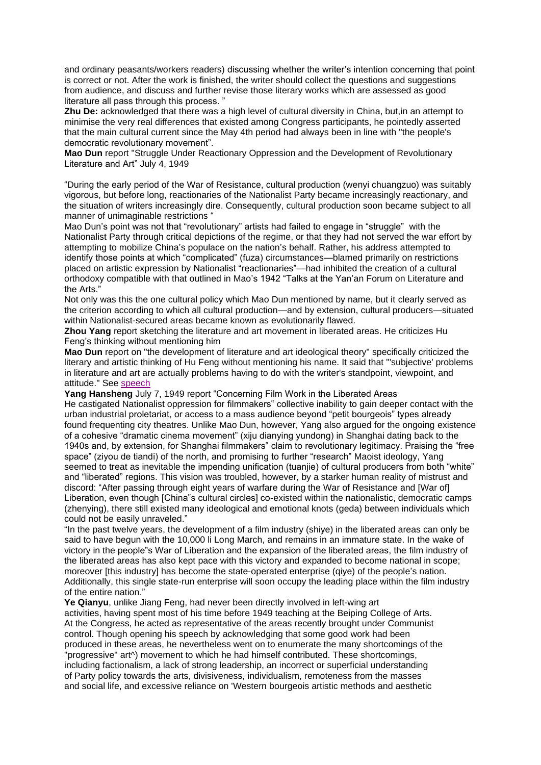and ordinary peasants/workers readers) discussing whether the writer's intention concerning that point is correct or not. After the work is finished, the writer should collect the questions and suggestions from audience, and discuss and further revise those literary works which are assessed as good literature all pass through this process. "

**Zhu De:** acknowledged that there was a high level of cultural diversity in China, but,in an attempt to minimise the very real differences that existed among Congress participants, he pointedly asserted that the main cultural current since the May 4th period had always been in line with "the people's democratic revolutionary movement".

**Mao Dun** report "Struggle Under Reactionary Oppression and the Development of Revolutionary Literature and Art" July 4, 1949

"During the early period of the War of Resistance, cultural production (wenyi chuangzuo) was suitably vigorous, but before long, reactionaries of the Nationalist Party became increasingly reactionary, and the situation of writers increasingly dire. Consequently, cultural production soon became subject to all manner of unimaginable restrictions "

Mao Dun's point was not that "revolutionary" artists had failed to engage in "struggle" with the Nationalist Party through critical depictions of the regime, or that they had not served the war effort by attempting to mobilize China's populace on the nation's behalf. Rather, his address attempted to identify those points at which "complicated" (fuza) circumstances—blamed primarily on restrictions placed on artistic expression by Nationalist "reactionaries"—had inhibited the creation of a cultural orthodoxy compatible with that outlined in Mao's 1942 "Talks at the Yan'an Forum on Literature and the Arts."

Not only was this the one cultural policy which Mao Dun mentioned by name, but it clearly served as the criterion according to which all cultural production—and by extension, cultural producers—situated within Nationalist-secured areas became known as evolutionarily flawed.

**Zhou Yang** report sketching the literature and art movement in liberated areas. He criticizes Hu Feng's thinking without mentioning him

**Mao Dun** report on "the development of literature and art ideological theory" specifically criticized the literary and artistic thinking of Hu Feng without mentioning his name. It said that "'subjective' problems in literature and art are actually problems having to do with the writer's standpoint, viewpoint, and attitude." See speech

**Yang Hansheng** July 7, 1949 report "Concerning Film Work in the Liberated Areas

He castigated Nationalist oppression for filmmakers" collective inability to gain deeper contact with the urban industrial proletariat, or access to a mass audience beyond "petit bourgeois" types already found frequenting city theatres. Unlike Mao Dun, however, Yang also argued for the ongoing existence of a cohesive "dramatic cinema movement" (xiju dianying yundong) in Shanghai dating back to the 1940s and, by extension, for Shanghai filmmakers" claim to revolutionary legitimacy. Praising the "free space" (ziyou de tiandi) of the north, and promising to further "research" Maoist ideology, Yang seemed to treat as inevitable the impending unification (tuanjie) of cultural producers from both "white" and "liberated" regions. This vision was troubled, however, by a starker human reality of mistrust and discord: "After passing through eight years of warfare during the War of Resistance and [War of] Liberation, even though [China"s cultural circles] co-existed within the nationalistic, democratic camps (zhenying), there still existed many ideological and emotional knots (geda) between individuals which could not be easily unraveled."

"In the past twelve years, the development of a film industry (shiye) in the liberated areas can only be said to have begun with the 10,000 li Long March, and remains in an immature state. In the wake of victory in the people"s War of Liberation and the expansion of the liberated areas, the film industry of the liberated areas has also kept pace with this victory and expanded to become national in scope; moreover [this industry] has become the state-operated enterprise (qiye) of the people's nation. Additionally, this single state-run enterprise will soon occupy the leading place within the film industry of the entire nation."

**Ye Qianyu**, unlike Jiang Feng, had never been directly involved in left-wing art activities, having spent most of his time before 1949 teaching at the Beiping College of Arts. At the Congress, he acted as representative of the areas recently brought under Communist control. Though opening his speech by acknowledging that some good work had been produced in these areas, he nevertheless went on to enumerate the many shortcomings of the "progressive" art^) movement to which he had himself contributed. These shortcomings, including factionalism, a lack of strong leadership, an incorrect or superficial understanding of Party policy towards the arts, divisiveness, individualism, remoteness from the masses and social life, and excessive reliance on 'Western bourgeois artistic methods and aesthetic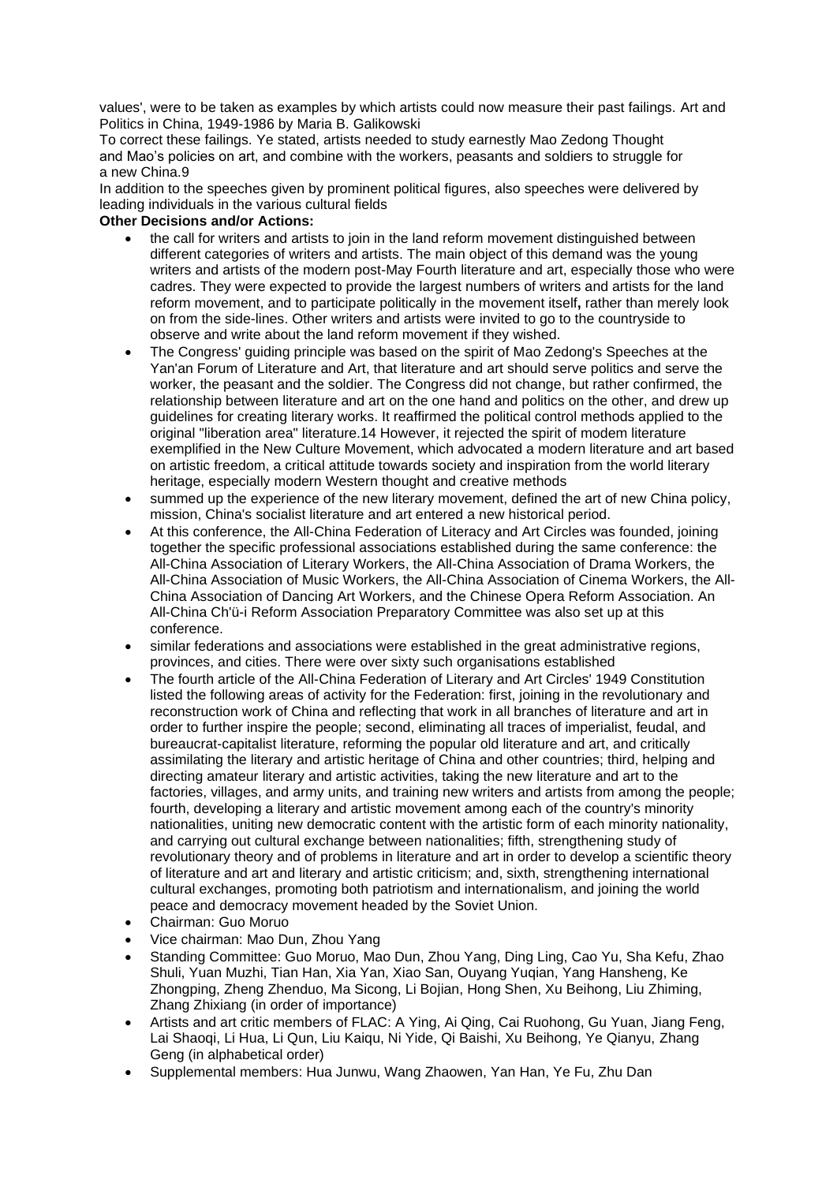values', were to be taken as examples by which artists could now measure their past failings. Art and Politics in China, 1949-1986 by Maria B. Galikowski

To correct these failings. Ye stated, artists needed to study earnestly Mao Zedong Thought and Mao's policies on art, and combine with the workers, peasants and soldiers to struggle for a new China.9

In addition to the speeches given by prominent political figures, also speeches were delivered by leading individuals in the various cultural fields

**Other Decisions and/or Actions:**

- the call for writers and artists to join in the land reform movement distinguished between different categories of writers and artists. The main object of this demand was the young writers and artists of the modern post-May Fourth literature and art, especially those who were cadres. They were expected to provide the largest numbers of writers and artists for the land reform movement, and to participate politically in the movement itself**,** rather than merely look on from the side-lines. Other writers and artists were invited to go to the countryside to observe and write about the land reform movement if they wished.
- The Congress' guiding principle was based on the spirit of Mao Zedong's Speeches at the Yan'an Forum of Literature and Art, that literature and art should serve politics and serve the worker, the peasant and the soldier. The Congress did not change, but rather confirmed, the relationship between literature and art on the one hand and politics on the other, and drew up guidelines for creating literary works. It reaffirmed the political control methods applied to the original "liberation area" literature.14 However, it rejected the spirit of modem literature exemplified in the New Culture Movement, which advocated a modern literature and art based on artistic freedom, a critical attitude towards society and inspiration from the world literary heritage, especially modern Western thought and creative methods
- summed up the experience of the new literary movement, defined the art of new China policy, mission, China's socialist literature and art entered a new historical period.
- At this conference, the All-China Federation of Literacy and Art Circles was founded, joining together the specific professional associations established during the same conference: the All-China Association of Literary Workers, the All-China Association of Drama Workers, the All-China Association of Music Workers, the All-China Association of Cinema Workers, the All-China Association of Dancing Art Workers, and the Chinese Opera Reform Association. An All-China Ch'ü-i Reform Association Preparatory Committee was also set up at this conference.
- similar federations and associations were established in the great administrative regions, provinces, and cities. There were over sixty such organisations established
- The fourth article of the All-China Federation of Literary and Art Circles' 1949 Constitution listed the following areas of activity for the Federation: first, joining in the revolutionary and reconstruction work of China and reflecting that work in all branches of literature and art in order to further inspire the people; second, eliminating all traces of imperialist, feudal, and bureaucrat-capitalist literature, reforming the popular old literature and art, and critically assimilating the literary and artistic heritage of China and other countries; third, helping and directing amateur literary and artistic activities, taking the new literature and art to the factories, villages, and army units, and training new writers and artists from among the people; fourth, developing a literary and artistic movement among each of the country's minority nationalities, uniting new democratic content with the artistic form of each minority nationality, and carrying out cultural exchange between nationalities; fifth, strengthening study of revolutionary theory and of problems in literature and art in order to develop a scientific theory of literature and art and literary and artistic criticism; and, sixth, strengthening international cultural exchanges, promoting both patriotism and internationalism, and joining the world peace and democracy movement headed by the Soviet Union.
- Chairman: Guo Moruo
- Vice chairman: Mao Dun, Zhou Yang
- Standing Committee: Guo Moruo, Mao Dun, Zhou Yang, Ding Ling, Cao Yu, Sha Kefu, Zhao Shuli, Yuan Muzhi, Tian Han, Xia Yan, Xiao San, Ouyang Yuqian, Yang Hansheng, Ke Zhongping, Zheng Zhenduo, Ma Sicong, Li Bojian, Hong Shen, Xu Beihong, Liu Zhiming, Zhang Zhixiang (in order of importance)
- Artists and art critic members of FLAC: A Ying, Ai Qing, Cai Ruohong, Gu Yuan, Jiang Feng, Lai Shaoqi, Li Hua, Li Qun, Liu Kaiqu, Ni Yide, Qi Baishi, Xu Beihong, Ye Qianyu, Zhang Geng (in alphabetical order)
- Supplemental members: Hua Junwu, Wang Zhaowen, Yan Han, Ye Fu, Zhu Dan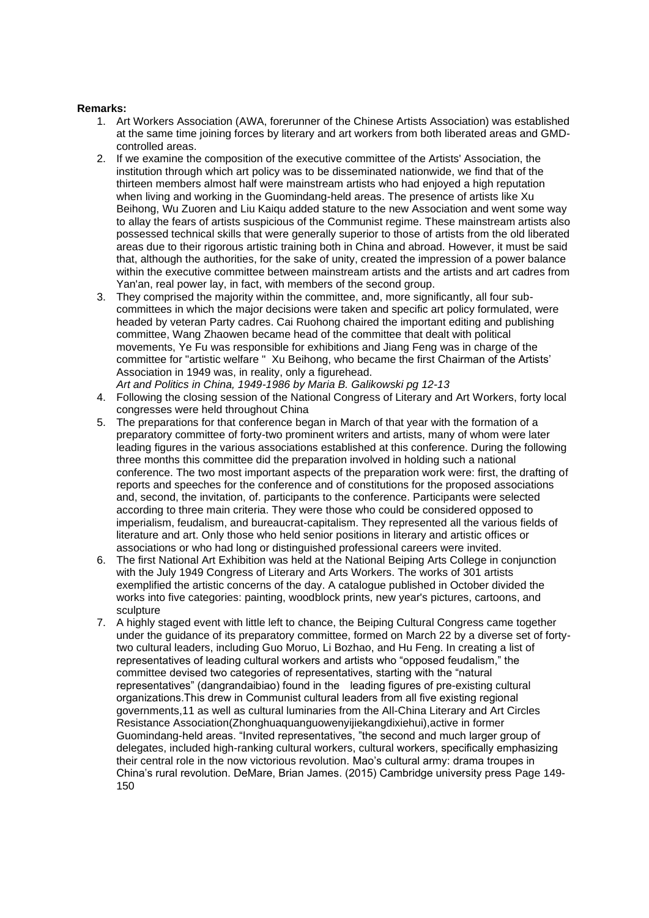**Remarks:**

1. Art Workers Association (AWA, forerunner of the Chinese Artists Association) was established at the same time joining forces by literary and art workers from both liberated areas and GMD-controlled areas.
2. If we examine the composition of the executive committee of the Artists' Association, the institution through which art policy was to be disseminated nationwide, we find that of the thirteen members almost half were mainstream artists who had enjoyed a high reputation when living and working in the Guomindang-held areas. The presence of artists like Xu Beihong, Wu Zuoren and Liu Kaiqu added stature to the new Association and went some way to allay the fears of artists suspicious of the Communist regime. These mainstream artists also possessed technical skills that were generally superior to those of artists from the old liberated areas due to their rigorous artistic training both in China and abroad. However, it must be said that, although the authorities, for the sake of unity, created the impression of a power balance within the executive committee between mainstream artists and the artists and art cadres from Yan'an, real power lay, in fact, with members of the second group.
3. They comprised the majority within the committee, and, more significantly, all four sub-committees in which the major decisions were taken and specific art policy formulated, were headed by veteran Party cadres. Cai Ruohong chaired the important editing and publishing committee, Wang Zhaowen became head of the committee that dealt with political movements, Ye Fu was responsible for exhibitions and Jiang Feng was in charge of the committee for "artistic welfare " Xu Beihong, who became the first Chairman of the Artists' Association in 1949 was, in reality, only a figurehead.
   *Art and Politics in China, 1949-1986 by Maria B. Galikowski pg 12-13*
4. Following the closing session of the National Congress of Literary and Art Workers, forty local congresses were held throughout China
5. The preparations for that conference began in March of that year with the formation of a preparatory committee of forty-two prominent writers and artists, many of whom were later leading figures in the various associations established at this conference. During the following three months this committee did the preparation involved in holding such a national conference. The two most important aspects of the preparation work were: first, the drafting of reports and speeches for the conference and of constitutions for the proposed associations and, second, the invitation, of. participants to the conference. Participants were selected according to three main criteria. They were those who could be considered opposed to imperialism, feudalism, and bureaucrat-capitalism. They represented all the various fields of literature and art. Only those who held senior positions in literary and artistic offices or associations or who had long or distinguished professional careers were invited.
6. The first National Art Exhibition was held at the National Beiping Arts College in conjunction with the July 1949 Congress of Literary and Arts Workers. The works of 301 artists exemplified the artistic concerns of the day. A catalogue published in October divided the works into five categories: painting, woodblock prints, new year's pictures, cartoons, and sculpture
7. A highly staged event with little left to chance, the Beiping Cultural Congress came together under the guidance of its preparatory committee, formed on March 22 by a diverse set of forty-two cultural leaders, including Guo Moruo, Li Bozhao, and Hu Feng. In creating a list of representatives of leading cultural workers and artists who "opposed feudalism," the committee devised two categories of representatives, starting with the "natural representatives" (dangrandaibiao) found in the leading figures of pre-existing cultural organizations.This drew in Communist cultural leaders from all five existing regional governments,11 as well as cultural luminaries from the All-China Literary and Art Circles Resistance Association(Zhonghuaquanguowenyijiekangdixiehui),active in former Guomindang-held areas. "Invited representatives, "the second and much larger group of delegates, included high-ranking cultural workers, cultural workers, specifically emphasizing their central role in the now victorious revolution. Mao's cultural army: drama troupes in China's rural revolution. DeMare, Brian James. (2015) Cambridge university press Page 149-150